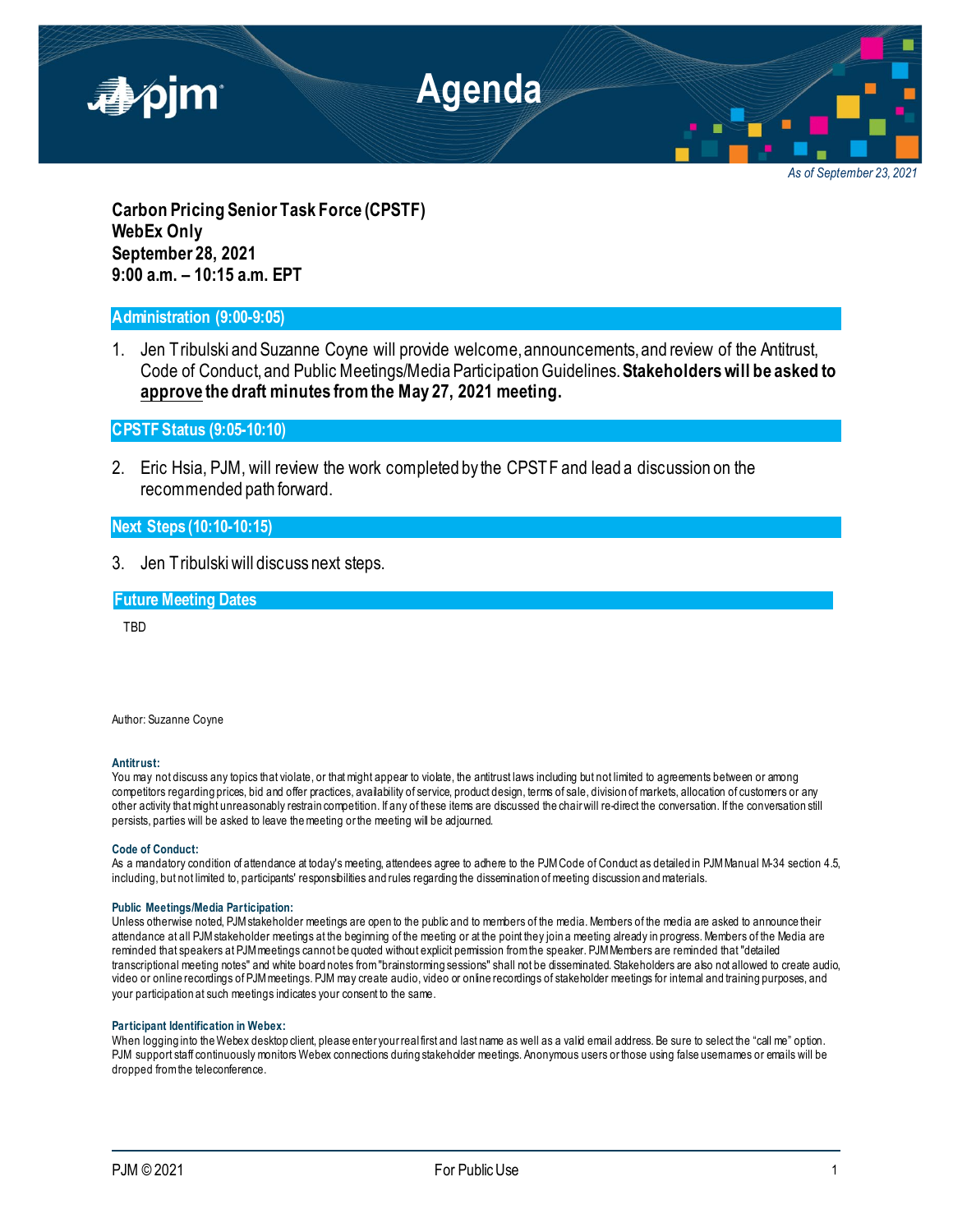# Agenda

*As of September 23, 2021*

**Carbon Pricing Senior Task Force (CPSTF)**
**WebEx Only**
**September 28, 2021**
**9:00 a.m. – 10:15 a.m. EPT**

## Administration (9:00-9:05)

1. Jen Tribulski and Suzanne Coyne will provide welcome, announcements, and review of the Antitrust, Code of Conduct, and Public Meetings/Media Participation Guidelines. **Stakeholders will be asked to <u>approve</u> the draft minutes from the May 27, 2021 meeting.**

## CPSTF Status (9:05-10:10)

2. Eric Hsia, PJM, will review the work completed by the CPSTF and lead a discussion on the recommended path forward.

## Next Steps (10:10-10:15)

3. Jen Tribulski will discuss next steps.

## Future Meeting Dates

TBD

Author: Suzanne Coyne

**Antitrust:**
You may not discuss any topics that violate, or that might appear to violate, the antitrust laws including but not limited to agreements between or among competitors regarding prices, bid and offer practices, availability of service, product design, terms of sale, division of markets, allocation of customers or any other activity that might unreasonably restrain competition. If any of these items are discussed the chair will re-direct the conversation. If the conversation still persists, parties will be asked to leave the meeting or the meeting will be adjourned.

**Code of Conduct:**
As a mandatory condition of attendance at today's meeting, attendees agree to adhere to the PJM Code of Conduct as detailed in PJM Manual M-34 section 4.5, including, but not limited to, participants' responsibilities and rules regarding the dissemination of meeting discussion and materials.

**Public Meetings/Media Participation:**
Unless otherwise noted, PJM stakeholder meetings are open to the public and to members of the media. Members of the media are asked to announce their attendance at all PJM stakeholder meetings at the beginning of the meeting or at the point they join a meeting already in progress. Members of the Media are reminded that speakers at PJM meetings cannot be quoted without explicit permission from the speaker. PJM Members are reminded that "detailed transcriptional meeting notes" and white board notes from "brainstorming sessions" shall not be disseminated. Stakeholders are also not allowed to create audio, video or online recordings of PJM meetings. PJM may create audio, video or online recordings of stakeholder meetings for internal and training purposes, and your participation at such meetings indicates your consent to the same.

**Participant Identification in Webex:**
When logging into the Webex desktop client, please enter your real first and last name as well as a valid email address. Be sure to select the "call me" option. PJM support staff continuously monitors Webex connections during stakeholder meetings. Anonymous users or those using false usernames or emails will be dropped from the teleconference.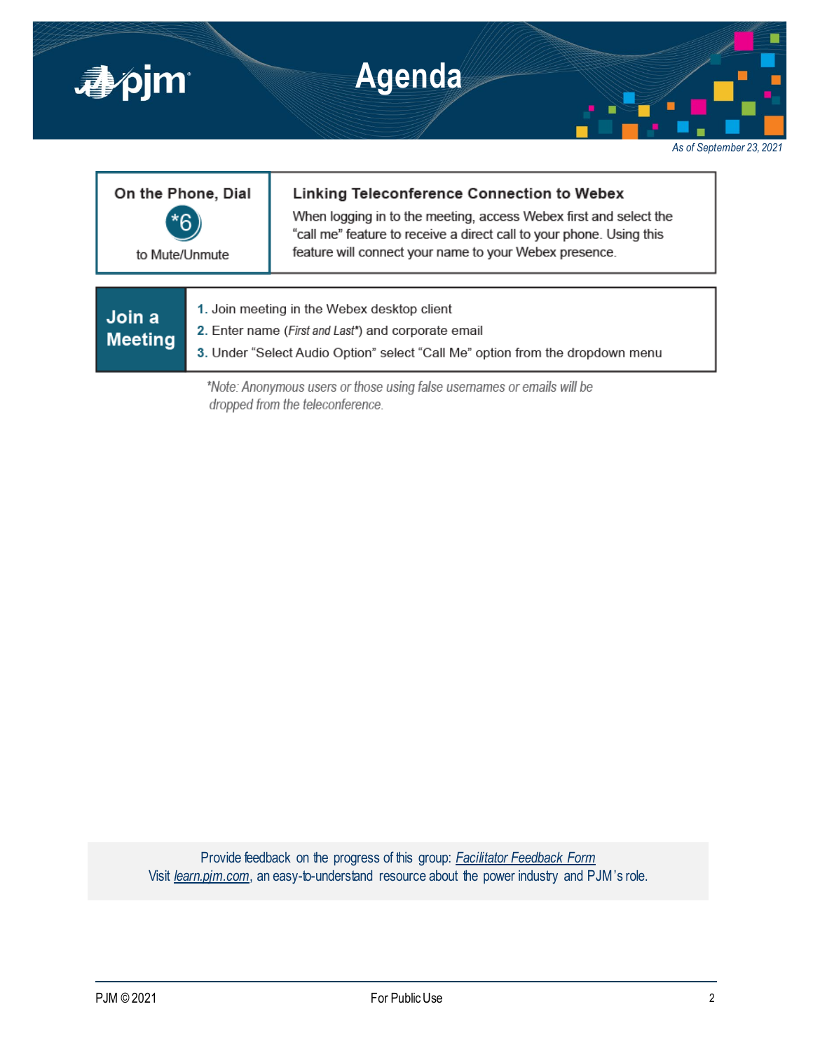# Agenda

*As of September 23, 2021*

| On the Phone, Dial *6 to Mute/Unmute | **Linking Teleconference Connection to Webex** When logging in to the meeting, access Webex first and select the "call me" feature to receive a direct call to your phone. Using this feature will connect your name to your Webex presence. |
|---|---|

**Join a Meeting**

1. Join meeting in the Webex desktop client
2. Enter name (*First and Last\**) and corporate email
3. Under "Select Audio Option" select "Call Me" option from the dropdown menu

*\*Note: Anonymous users or those using false usernames or emails will be dropped from the teleconference.*

Provide feedback on the progress of this group: *Facilitator Feedback Form*
Visit *learn.pjm.com*, an easy-to-understand resource about the power industry and PJM's role.

PJM © 2021 For Public Use